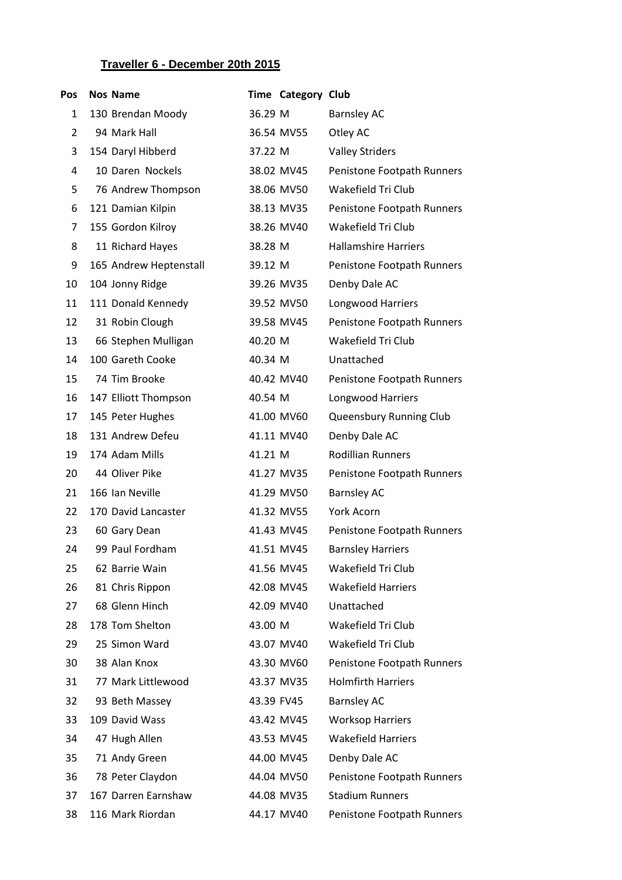**Traveller 6 - December 20th 2015**

| Pos | Nos | Name | Time | Category | Club |
|---|---|---|---|---|---|
| 1 | 130 | Brendan Moody | 36.29 | M | Barnsley AC |
| 2 | 94 | Mark Hall | 36.54 | MV55 | Otley AC |
| 3 | 154 | Daryl Hibberd | 37.22 | M | Valley Striders |
| 4 | 10 | Daren Nockels | 38.02 | MV45 | Penistone Footpath Runners |
| 5 | 76 | Andrew Thompson | 38.06 | MV50 | Wakefield Tri Club |
| 6 | 121 | Damian Kilpin | 38.13 | MV35 | Penistone Footpath Runners |
| 7 | 155 | Gordon Kilroy | 38.26 | MV40 | Wakefield Tri Club |
| 8 | 11 | Richard Hayes | 38.28 | M | Hallamshire Harriers |
| 9 | 165 | Andrew Heptenstall | 39.12 | M | Penistone Footpath Runners |
| 10 | 104 | Jonny Ridge | 39.26 | MV35 | Denby Dale AC |
| 11 | 111 | Donald Kennedy | 39.52 | MV50 | Longwood Harriers |
| 12 | 31 | Robin Clough | 39.58 | MV45 | Penistone Footpath Runners |
| 13 | 66 | Stephen Mulligan | 40.20 | M | Wakefield Tri Club |
| 14 | 100 | Gareth Cooke | 40.34 | M | Unattached |
| 15 | 74 | Tim Brooke | 40.42 | MV40 | Penistone Footpath Runners |
| 16 | 147 | Elliott Thompson | 40.54 | M | Longwood Harriers |
| 17 | 145 | Peter Hughes | 41.00 | MV60 | Queensbury Running Club |
| 18 | 131 | Andrew Defeu | 41.11 | MV40 | Denby Dale AC |
| 19 | 174 | Adam Mills | 41.21 | M | Rodillian Runners |
| 20 | 44 | Oliver Pike | 41.27 | MV35 | Penistone Footpath Runners |
| 21 | 166 | Ian Neville | 41.29 | MV50 | Barnsley AC |
| 22 | 170 | David Lancaster | 41.32 | MV55 | York Acorn |
| 23 | 60 | Gary Dean | 41.43 | MV45 | Penistone Footpath Runners |
| 24 | 99 | Paul Fordham | 41.51 | MV45 | Barnsley Harriers |
| 25 | 62 | Barrie Wain | 41.56 | MV45 | Wakefield Tri Club |
| 26 | 81 | Chris Rippon | 42.08 | MV45 | Wakefield Harriers |
| 27 | 68 | Glenn Hinch | 42.09 | MV40 | Unattached |
| 28 | 178 | Tom Shelton | 43.00 | M | Wakefield Tri Club |
| 29 | 25 | Simon Ward | 43.07 | MV40 | Wakefield Tri Club |
| 30 | 38 | Alan Knox | 43.30 | MV60 | Penistone Footpath Runners |
| 31 | 77 | Mark Littlewood | 43.37 | MV35 | Holmfirth Harriers |
| 32 | 93 | Beth Massey | 43.39 | FV45 | Barnsley AC |
| 33 | 109 | David Wass | 43.42 | MV45 | Worksop Harriers |
| 34 | 47 | Hugh Allen | 43.53 | MV45 | Wakefield Harriers |
| 35 | 71 | Andy Green | 44.00 | MV45 | Denby Dale AC |
| 36 | 78 | Peter Claydon | 44.04 | MV50 | Penistone Footpath Runners |
| 37 | 167 | Darren Earnshaw | 44.08 | MV35 | Stadium Runners |
| 38 | 116 | Mark Riordan | 44.17 | MV40 | Penistone Footpath Runners |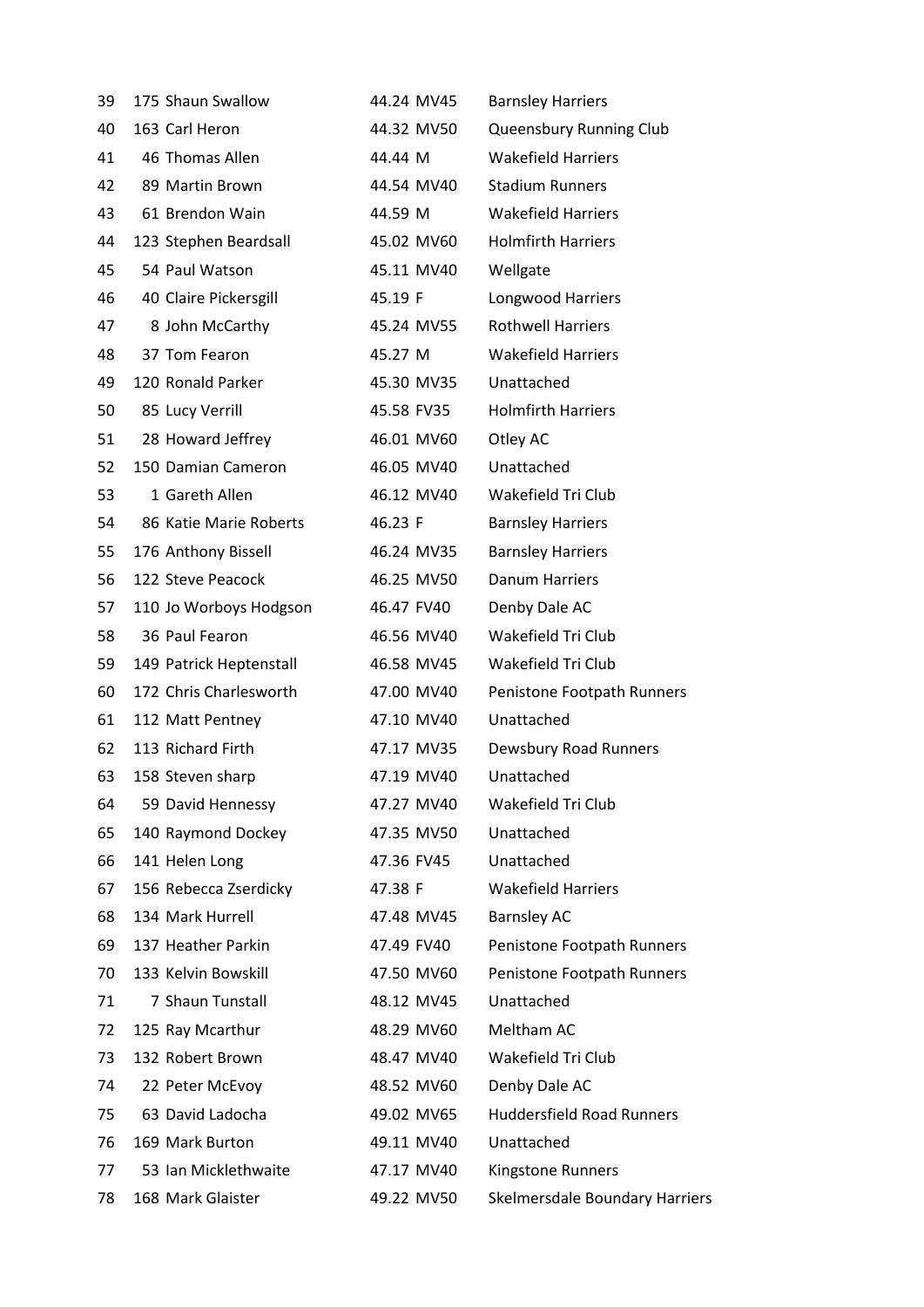| | | | | | |
|---|---|---|---|---|---|
| 39 | 175 | Shaun Swallow | 44.24 | MV45 | Barnsley Harriers |
| 40 | 163 | Carl Heron | 44.32 | MV50 | Queensbury Running Club |
| 41 | 46 | Thomas Allen | 44.44 | M | Wakefield Harriers |
| 42 | 89 | Martin Brown | 44.54 | MV40 | Stadium Runners |
| 43 | 61 | Brendon Wain | 44.59 | M | Wakefield Harriers |
| 44 | 123 | Stephen Beardsall | 45.02 | MV60 | Holmfirth Harriers |
| 45 | 54 | Paul Watson | 45.11 | MV40 | Wellgate |
| 46 | 40 | Claire Pickersgill | 45.19 | F | Longwood Harriers |
| 47 | 8 | John McCarthy | 45.24 | MV55 | Rothwell Harriers |
| 48 | 37 | Tom Fearon | 45.27 | M | Wakefield Harriers |
| 49 | 120 | Ronald Parker | 45.30 | MV35 | Unattached |
| 50 | 85 | Lucy Verrill | 45.58 | FV35 | Holmfirth Harriers |
| 51 | 28 | Howard Jeffrey | 46.01 | MV60 | Otley AC |
| 52 | 150 | Damian Cameron | 46.05 | MV40 | Unattached |
| 53 | 1 | Gareth Allen | 46.12 | MV40 | Wakefield Tri Club |
| 54 | 86 | Katie Marie Roberts | 46.23 | F | Barnsley Harriers |
| 55 | 176 | Anthony Bissell | 46.24 | MV35 | Barnsley Harriers |
| 56 | 122 | Steve Peacock | 46.25 | MV50 | Danum Harriers |
| 57 | 110 | Jo Worboys Hodgson | 46.47 | FV40 | Denby Dale AC |
| 58 | 36 | Paul Fearon | 46.56 | MV40 | Wakefield Tri Club |
| 59 | 149 | Patrick Heptenstall | 46.58 | MV45 | Wakefield Tri Club |
| 60 | 172 | Chris Charlesworth | 47.00 | MV40 | Penistone Footpath Runners |
| 61 | 112 | Matt Pentney | 47.10 | MV40 | Unattached |
| 62 | 113 | Richard Firth | 47.17 | MV35 | Dewsbury Road Runners |
| 63 | 158 | Steven sharp | 47.19 | MV40 | Unattached |
| 64 | 59 | David Hennessy | 47.27 | MV40 | Wakefield Tri Club |
| 65 | 140 | Raymond Dockey | 47.35 | MV50 | Unattached |
| 66 | 141 | Helen Long | 47.36 | FV45 | Unattached |
| 67 | 156 | Rebecca Zserdicky | 47.38 | F | Wakefield Harriers |
| 68 | 134 | Mark Hurrell | 47.48 | MV45 | Barnsley AC |
| 69 | 137 | Heather Parkin | 47.49 | FV40 | Penistone Footpath Runners |
| 70 | 133 | Kelvin Bowskill | 47.50 | MV60 | Penistone Footpath Runners |
| 71 | 7 | Shaun Tunstall | 48.12 | MV45 | Unattached |
| 72 | 125 | Ray Mcarthur | 48.29 | MV60 | Meltham AC |
| 73 | 132 | Robert Brown | 48.47 | MV40 | Wakefield Tri Club |
| 74 | 22 | Peter McEvoy | 48.52 | MV60 | Denby Dale AC |
| 75 | 63 | David Ladocha | 49.02 | MV65 | Huddersfield Road Runners |
| 76 | 169 | Mark Burton | 49.11 | MV40 | Unattached |
| 77 | 53 | Ian Micklethwaite | 47.17 | MV40 | Kingstone Runners |
| 78 | 168 | Mark Glaister | 49.22 | MV50 | Skelmersdale Boundary Harriers |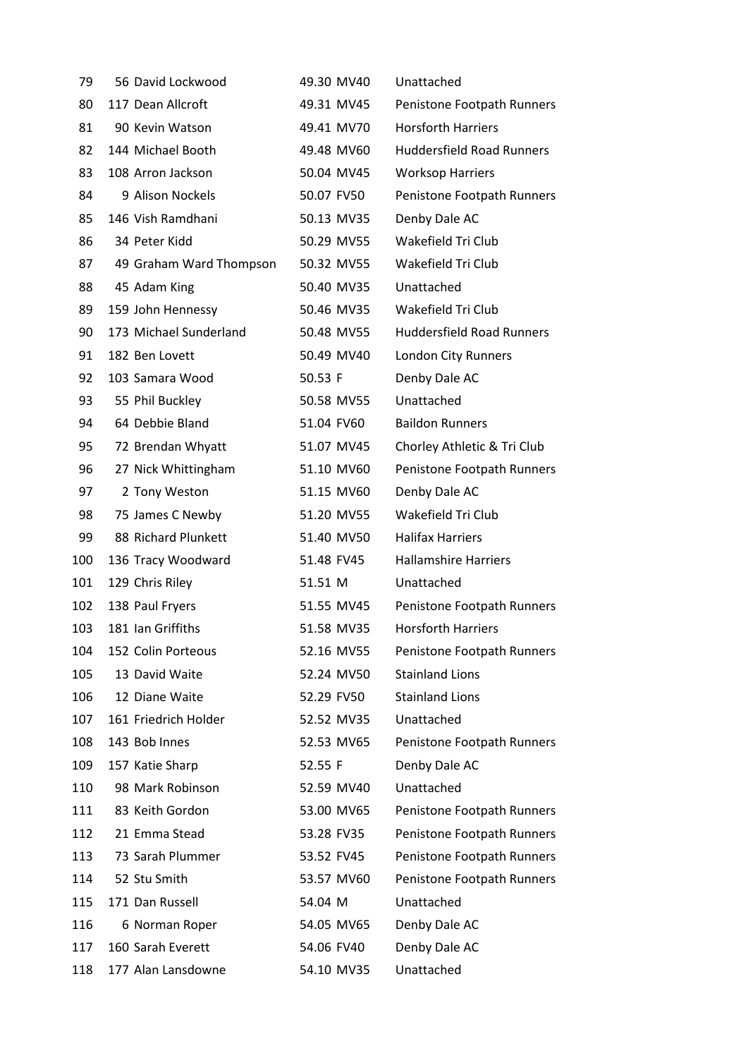| | | | | | |
|---|---|---|---|---|---|
| 79 | 56 | David Lockwood | 49.30 | MV40 | Unattached |
| 80 | 117 | Dean Allcroft | 49.31 | MV45 | Penistone Footpath Runners |
| 81 | 90 | Kevin Watson | 49.41 | MV70 | Horsforth Harriers |
| 82 | 144 | Michael Booth | 49.48 | MV60 | Huddersfield Road Runners |
| 83 | 108 | Arron Jackson | 50.04 | MV45 | Worksop Harriers |
| 84 | 9 | Alison Nockels | 50.07 | FV50 | Penistone Footpath Runners |
| 85 | 146 | Vish Ramdhani | 50.13 | MV35 | Denby Dale AC |
| 86 | 34 | Peter Kidd | 50.29 | MV55 | Wakefield Tri Club |
| 87 | 49 | Graham Ward Thompson | 50.32 | MV55 | Wakefield Tri Club |
| 88 | 45 | Adam King | 50.40 | MV35 | Unattached |
| 89 | 159 | John Hennessy | 50.46 | MV35 | Wakefield Tri Club |
| 90 | 173 | Michael Sunderland | 50.48 | MV55 | Huddersfield Road Runners |
| 91 | 182 | Ben Lovett | 50.49 | MV40 | London City Runners |
| 92 | 103 | Samara Wood | 50.53 | F | Denby Dale AC |
| 93 | 55 | Phil Buckley | 50.58 | MV55 | Unattached |
| 94 | 64 | Debbie Bland | 51.04 | FV60 | Baildon Runners |
| 95 | 72 | Brendan Whyatt | 51.07 | MV45 | Chorley Athletic & Tri Club |
| 96 | 27 | Nick Whittingham | 51.10 | MV60 | Penistone Footpath Runners |
| 97 | 2 | Tony Weston | 51.15 | MV60 | Denby Dale AC |
| 98 | 75 | James C Newby | 51.20 | MV55 | Wakefield Tri Club |
| 99 | 88 | Richard Plunkett | 51.40 | MV50 | Halifax Harriers |
| 100 | 136 | Tracy Woodward | 51.48 | FV45 | Hallamshire Harriers |
| 101 | 129 | Chris Riley | 51.51 | M | Unattached |
| 102 | 138 | Paul Fryers | 51.55 | MV45 | Penistone Footpath Runners |
| 103 | 181 | Ian Griffiths | 51.58 | MV35 | Horsforth Harriers |
| 104 | 152 | Colin Porteous | 52.16 | MV55 | Penistone Footpath Runners |
| 105 | 13 | David Waite | 52.24 | MV50 | Stainland Lions |
| 106 | 12 | Diane Waite | 52.29 | FV50 | Stainland Lions |
| 107 | 161 | Friedrich Holder | 52.52 | MV35 | Unattached |
| 108 | 143 | Bob Innes | 52.53 | MV65 | Penistone Footpath Runners |
| 109 | 157 | Katie Sharp | 52.55 | F | Denby Dale AC |
| 110 | 98 | Mark Robinson | 52.59 | MV40 | Unattached |
| 111 | 83 | Keith Gordon | 53.00 | MV65 | Penistone Footpath Runners |
| 112 | 21 | Emma Stead | 53.28 | FV35 | Penistone Footpath Runners |
| 113 | 73 | Sarah Plummer | 53.52 | FV45 | Penistone Footpath Runners |
| 114 | 52 | Stu Smith | 53.57 | MV60 | Penistone Footpath Runners |
| 115 | 171 | Dan Russell | 54.04 | M | Unattached |
| 116 | 6 | Norman Roper | 54.05 | MV65 | Denby Dale AC |
| 117 | 160 | Sarah Everett | 54.06 | FV40 | Denby Dale AC |
| 118 | 177 | Alan Lansdowne | 54.10 | MV35 | Unattached |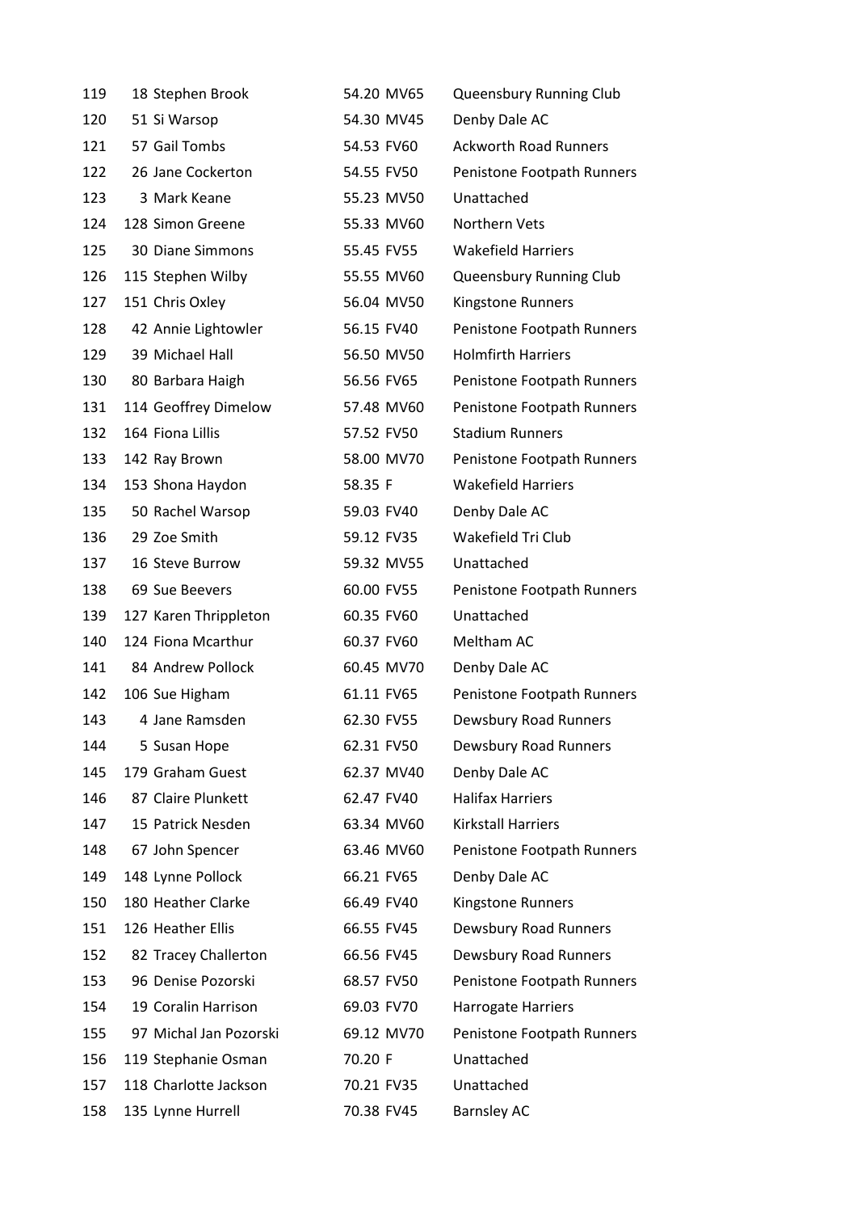| | | | | | |
|---|---|---|---|---|---|
| 119 | 18 | Stephen Brook | 54.20 | MV65 | Queensbury Running Club |
| 120 | 51 | Si Warsop | 54.30 | MV45 | Denby Dale AC |
| 121 | 57 | Gail Tombs | 54.53 | FV60 | Ackworth Road Runners |
| 122 | 26 | Jane Cockerton | 54.55 | FV50 | Penistone Footpath Runners |
| 123 | 3 | Mark Keane | 55.23 | MV50 | Unattached |
| 124 | 128 | Simon Greene | 55.33 | MV60 | Northern Vets |
| 125 | 30 | Diane Simmons | 55.45 | FV55 | Wakefield Harriers |
| 126 | 115 | Stephen Wilby | 55.55 | MV60 | Queensbury Running Club |
| 127 | 151 | Chris Oxley | 56.04 | MV50 | Kingstone Runners |
| 128 | 42 | Annie Lightowler | 56.15 | FV40 | Penistone Footpath Runners |
| 129 | 39 | Michael Hall | 56.50 | MV50 | Holmfirth Harriers |
| 130 | 80 | Barbara Haigh | 56.56 | FV65 | Penistone Footpath Runners |
| 131 | 114 | Geoffrey Dimelow | 57.48 | MV60 | Penistone Footpath Runners |
| 132 | 164 | Fiona Lillis | 57.52 | FV50 | Stadium Runners |
| 133 | 142 | Ray Brown | 58.00 | MV70 | Penistone Footpath Runners |
| 134 | 153 | Shona Haydon | 58.35 | F | Wakefield Harriers |
| 135 | 50 | Rachel Warsop | 59.03 | FV40 | Denby Dale AC |
| 136 | 29 | Zoe Smith | 59.12 | FV35 | Wakefield Tri Club |
| 137 | 16 | Steve Burrow | 59.32 | MV55 | Unattached |
| 138 | 69 | Sue Beevers | 60.00 | FV55 | Penistone Footpath Runners |
| 139 | 127 | Karen Thrippleton | 60.35 | FV60 | Unattached |
| 140 | 124 | Fiona Mcarthur | 60.37 | FV60 | Meltham AC |
| 141 | 84 | Andrew Pollock | 60.45 | MV70 | Denby Dale AC |
| 142 | 106 | Sue Higham | 61.11 | FV65 | Penistone Footpath Runners |
| 143 | 4 | Jane Ramsden | 62.30 | FV55 | Dewsbury Road Runners |
| 144 | 5 | Susan Hope | 62.31 | FV50 | Dewsbury Road Runners |
| 145 | 179 | Graham Guest | 62.37 | MV40 | Denby Dale AC |
| 146 | 87 | Claire Plunkett | 62.47 | FV40 | Halifax Harriers |
| 147 | 15 | Patrick Nesden | 63.34 | MV60 | Kirkstall Harriers |
| 148 | 67 | John Spencer | 63.46 | MV60 | Penistone Footpath Runners |
| 149 | 148 | Lynne Pollock | 66.21 | FV65 | Denby Dale AC |
| 150 | 180 | Heather Clarke | 66.49 | FV40 | Kingstone Runners |
| 151 | 126 | Heather Ellis | 66.55 | FV45 | Dewsbury Road Runners |
| 152 | 82 | Tracey Challerton | 66.56 | FV45 | Dewsbury Road Runners |
| 153 | 96 | Denise Pozorski | 68.57 | FV50 | Penistone Footpath Runners |
| 154 | 19 | Coralin Harrison | 69.03 | FV70 | Harrogate Harriers |
| 155 | 97 | Michal Jan Pozorski | 69.12 | MV70 | Penistone Footpath Runners |
| 156 | 119 | Stephanie Osman | 70.20 | F | Unattached |
| 157 | 118 | Charlotte Jackson | 70.21 | FV35 | Unattached |
| 158 | 135 | Lynne Hurrell | 70.38 | FV45 | Barnsley AC |